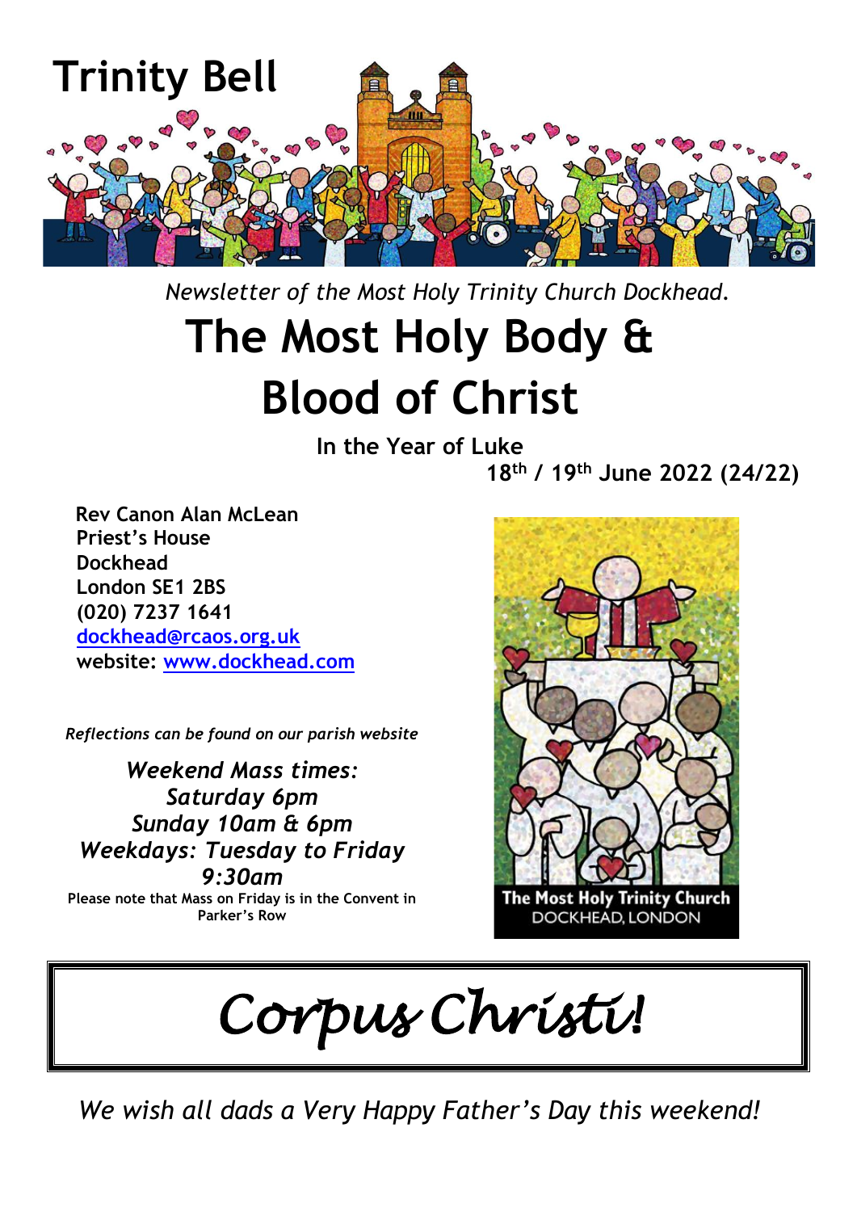# Trinity Bell

*Newsletter of the Most Holy Trinity Church Dockhead.*

# The Most Holy Body & Blood of Christ

**In the Year of Luke**

**18th / 19th June 2022 (24/22)**

**Rev Canon Alan McLean**
**Priest's House**
**Dockhead**
**London SE1 2BS**
**(020) 7237 1641**
**[dockhead@rcaos.org.uk](mailto:dockhead@rcaos.org.uk)**
**website: [www.dockhead.com](http://www.dockhead.com)**

*Reflections can be found on our parish website*

***Weekend Mass times:***
***Saturday 6pm***
***Sunday 10am & 6pm***
***Weekdays: Tuesday to Friday 9:30am***

**Please note that Mass on Friday is in the Convent in Parker's Row**

**The Most Holy Trinity Church**
DOCKHEAD, LONDON

# *Corpus Christi!*

*We wish all dads a Very Happy Father's Day this weekend!*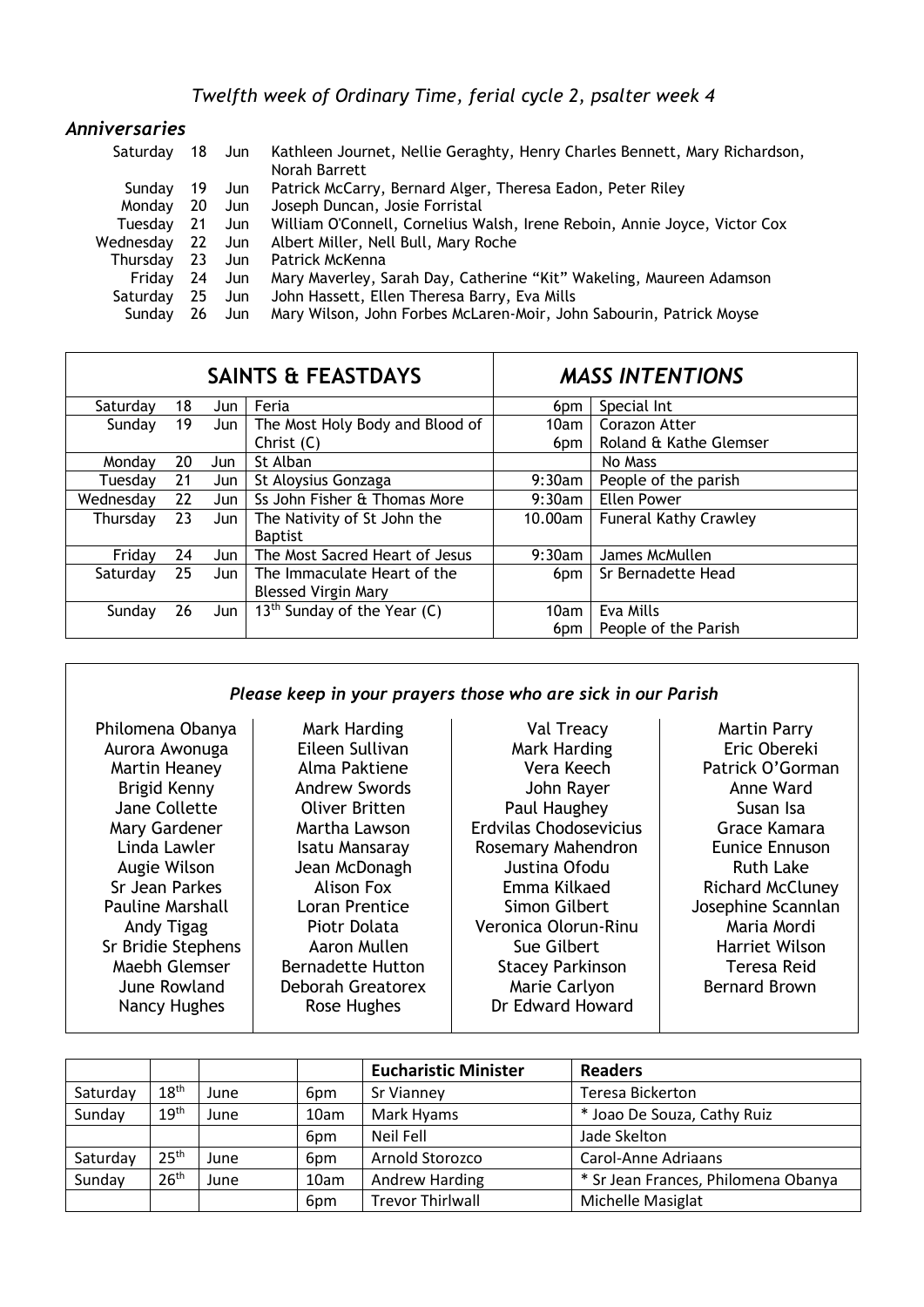*Twelfth week of Ordinary Time, ferial cycle 2, psalter week 4*

## *Anniversaries*

| | | | |
|---|---|---|---|
| Saturday | 18 | Jun | Kathleen Journet, Nellie Geraghty, Henry Charles Bennett, Mary Richardson, Norah Barrett |
| Sunday | 19 | Jun | Patrick McCarry, Bernard Alger, Theresa Eadon, Peter Riley |
| Monday | 20 | Jun | Joseph Duncan, Josie Forristal |
| Tuesday | 21 | Jun | William O'Connell, Cornelius Walsh, Irene Reboin, Annie Joyce, Victor Cox |
| Wednesday | 22 | Jun | Albert Miller, Nell Bull, Mary Roche |
| Thursday | 23 | Jun | Patrick McKenna |
| Friday | 24 | Jun | Mary Maverley, Sarah Day, Catherine "Kit" Wakeling, Maureen Adamson |
| Saturday | 25 | Jun | John Hassett, Ellen Theresa Barry, Eva Mills |
| Sunday | 26 | Jun | Mary Wilson, John Forbes McLaren-Moir, John Sabourin, Patrick Moyse |

| **SAINTS & FEASTDAYS** | | | | ***MASS INTENTIONS*** | |
|---|---|---|---|---|---|
| Saturday | 18 | Jun | Feria | 6pm | Special Int |
| Sunday | 19 | Jun | The Most Holy Body and Blood of Christ (C) | 10am<br>6pm | Corazon Atter<br>Roland & Kathe Glemser |
| Monday | 20 | Jun | St Alban | | No Mass |
| Tuesday | 21 | Jun | St Aloysius Gonzaga | 9:30am | People of the parish |
| Wednesday | 22 | Jun | Ss John Fisher & Thomas More | 9:30am | Ellen Power |
| Thursday | 23 | Jun | The Nativity of St John the Baptist | 10.00am | Funeral Kathy Crawley |
| Friday | 24 | Jun | The Most Sacred Heart of Jesus | 9:30am | James McMullen |
| Saturday | 25 | Jun | The Immaculate Heart of the Blessed Virgin Mary | 6pm | Sr Bernadette Head |
| Sunday | 26 | Jun | 13th Sunday of the Year (C) | 10am<br>6pm | Eva Mills<br>People of the Parish |

### *Please keep in your prayers those who are sick in our Parish*

Philomena Obanya
Aurora Awonuga
Martin Heaney
Brigid Kenny
Jane Collette
Mary Gardener
Linda Lawler
Augie Wilson
Sr Jean Parkes
Pauline Marshall
Andy Tigag
Sr Bridie Stephens
Maebh Glemser
June Rowland
Nancy Hughes

Mark Harding
Eileen Sullivan
Alma Paktiene
Andrew Swords
Oliver Britten
Martha Lawson
Isatu Mansaray
Jean McDonagh
Alison Fox
Loran Prentice
Piotr Dolata
Aaron Mullen
Bernadette Hutton
Deborah Greatorex
Rose Hughes

Val Treacy
Mark Harding
Vera Keech
John Rayer
Paul Haughey
Erdvilas Chodosevicius
Rosemary Mahendron
Justina Ofodu
Emma Kilkaed
Simon Gilbert
Veronica Olorun-Rinu
Sue Gilbert
Stacey Parkinson
Marie Carlyon
Dr Edward Howard

Martin Parry
Eric Obereki
Patrick O'Gorman
Anne Ward
Susan Isa
Grace Kamara
Eunice Ennuson
Ruth Lake
Richard McCluney
Josephine Scannlan
Maria Mordi
Harriet Wilson
Teresa Reid
Bernard Brown

| | | | | **Eucharistic Minister** | **Readers** |
|---|---|---|---|---|---|
| Saturday | 18th | June | 6pm | Sr Vianney | Teresa Bickerton |
| Sunday | 19th | June | 10am | Mark Hyams | * Joao De Souza, Cathy Ruiz |
| | | | 6pm | Neil Fell | Jade Skelton |
| Saturday | 25th | June | 6pm | Arnold Storozco | Carol-Anne Adriaans |
| Sunday | 26th | June | 10am | Andrew Harding | * Sr Jean Frances, Philomena Obanya |
| | | | 6pm | Trevor Thirlwall | Michelle Masiglat |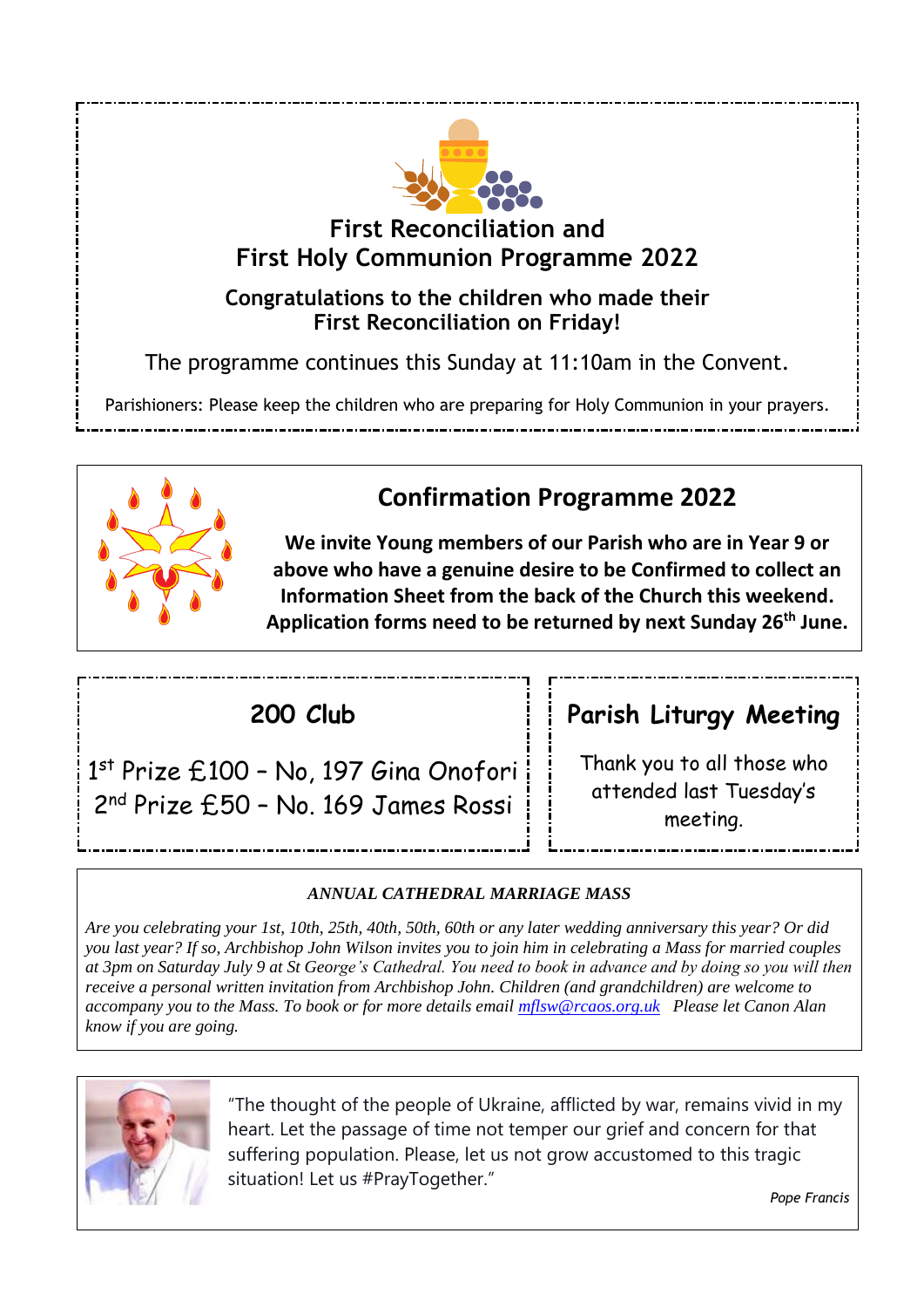## First Reconciliation and First Holy Communion Programme 2022

**Congratulations to the children who made their First Reconciliation on Friday!**

The programme continues this Sunday at 11:10am in the Convent.

Parishioners: Please keep the children who are preparing for Holy Communion in your prayers.

## Confirmation Programme 2022

**We invite Young members of our Parish who are in Year 9 or above who have a genuine desire to be Confirmed to collect an Information Sheet from the back of the Church this weekend. Application forms need to be returned by next Sunday 26th June.**

## 200 Club

1st Prize £100 – No, 197 Gina Onofori
2nd Prize £50 – No. 169 James Rossi

## Parish Liturgy Meeting

Thank you to all those who attended last Tuesday's meeting.

***ANNUAL CATHEDRAL MARRIAGE MASS***

*Are you celebrating your 1st, 10th, 25th, 40th, 50th, 60th or any later wedding anniversary this year? Or did you last year? If so, Archbishop John Wilson invites you to join him in celebrating a Mass for married couples at 3pm on Saturday July 9 at St George's Cathedral. You need to book in advance and by doing so you will then receive a personal written invitation from Archbishop John. Children (and grandchildren) are welcome to accompany you to the Mass. To book or for more details email mflsw@rcaos.org.uk Please let Canon Alan know if you are going.*

"The thought of the people of Ukraine, afflicted by war, remains vivid in my heart. Let the passage of time not temper our grief and concern for that suffering population. Please, let us not grow accustomed to this tragic situation! Let us #PrayTogether."

*Pope Francis*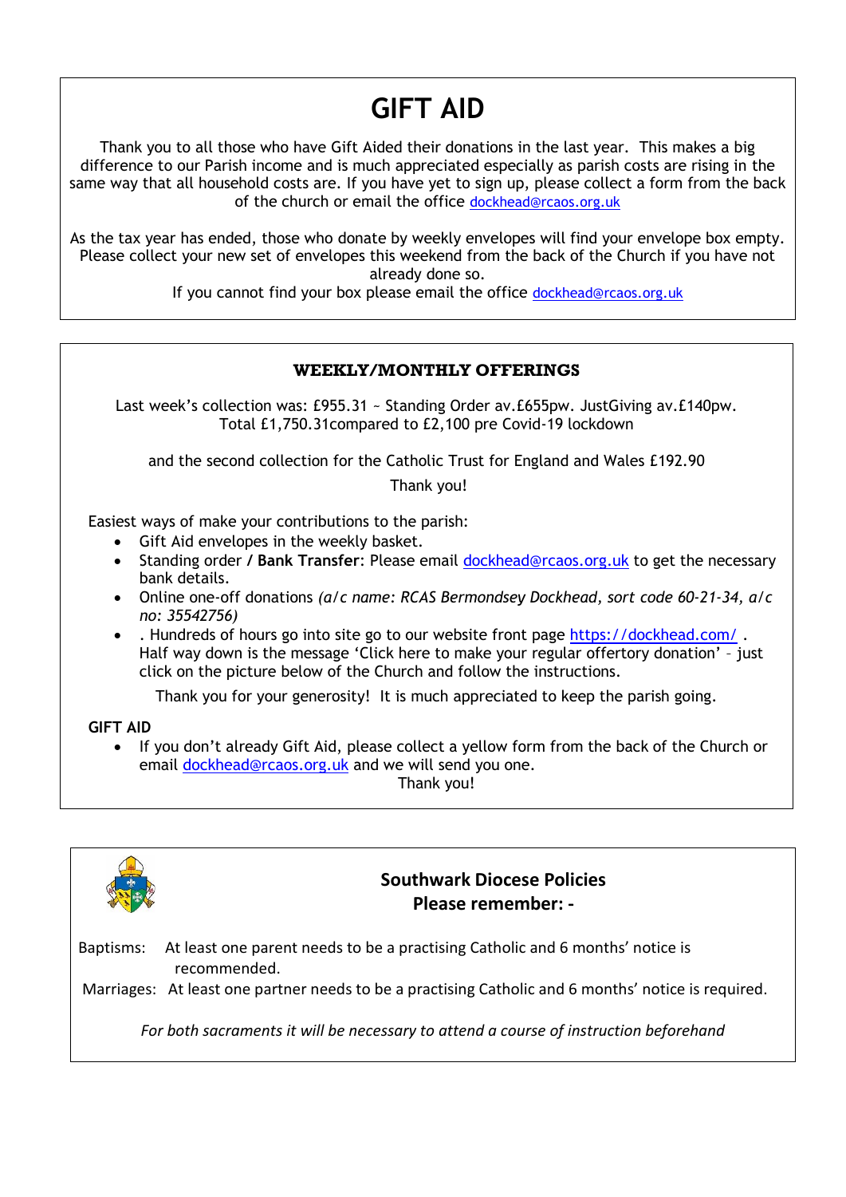# GIFT AID

Thank you to all those who have Gift Aided their donations in the last year. This makes a big difference to our Parish income and is much appreciated especially as parish costs are rising in the same way that all household costs are. If you have yet to sign up, please collect a form from the back of the church or email the office dockhead@rcaos.org.uk

As the tax year has ended, those who donate by weekly envelopes will find your envelope box empty. Please collect your new set of envelopes this weekend from the back of the Church if you have not already done so.

If you cannot find your box please email the office dockhead@rcaos.org.uk

## WEEKLY/MONTHLY OFFERINGS

Last week's collection was: £955.31 ~ Standing Order av.£655pw. JustGiving av.£140pw.
Total £1,750.31compared to £2,100 pre Covid-19 lockdown

and the second collection for the Catholic Trust for England and Wales £192.90

Thank you!

Easiest ways of make your contributions to the parish:

- Gift Aid envelopes in the weekly basket.
- Standing order **/ Bank Transfer**: Please email dockhead@rcaos.org.uk to get the necessary bank details.
- Online one-off donations *(a/c name: RCAS Bermondsey Dockhead, sort code 60-21-34, a/c no: 35542756)*
- . Hundreds of hours go into site go to our website front page https://dockhead.com/ . Half way down is the message 'Click here to make your regular offertory donation' – just click on the picture below of the Church and follow the instructions.

Thank you for your generosity! It is much appreciated to keep the parish going.

**GIFT AID**

- If you don't already Gift Aid, please collect a yellow form from the back of the Church or email dockhead@rcaos.org.uk and we will send you one.

Thank you!

## Southwark Diocese Policies
## Please remember: -

Baptisms: At least one parent needs to be a practising Catholic and 6 months' notice is recommended.

Marriages: At least one partner needs to be a practising Catholic and 6 months' notice is required.

*For both sacraments it will be necessary to attend a course of instruction beforehand*